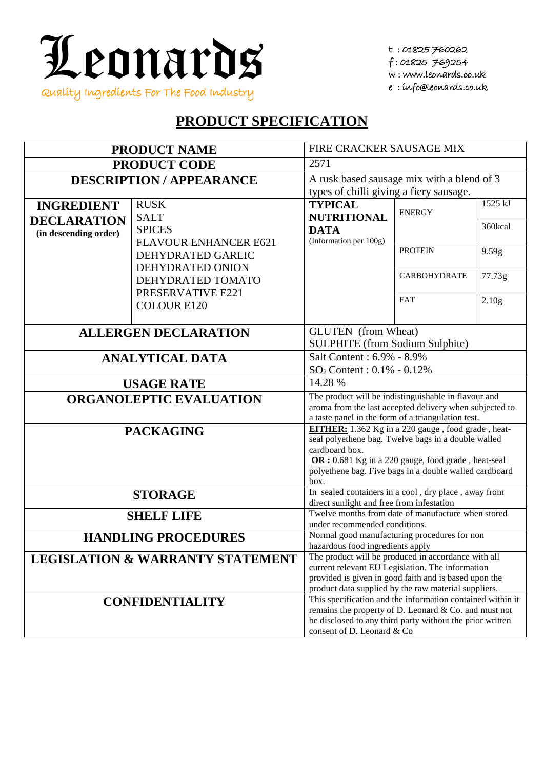# Leonards

Quality Ingredients For The Food Industry

t : 01825 760262
f : 01825 769254
w : www.leonards.co.uk
e : info@leonards.co.uk

## PRODUCT SPECIFICATION

| | | | | |
|---|---|---|---|---|
| **PRODUCT NAME** | | FIRE CRACKER SAUSAGE MIX | | |
| **PRODUCT CODE** | | 2571 | | |
| **DESCRIPTION / APPEARANCE** | | A rusk based sausage mix with a blend of 3 types of chilli giving a fiery sausage. | | |
| **INGREDIENT DECLARATION** (in descending order) | RUSK<br>SALT<br>SPICES<br>FLAVOUR ENHANCER E621<br>DEHYDRATED GARLIC<br>DEHYDRATED ONION<br>DEHYDRATED TOMATO<br>PRESERVATIVE E221<br>COLOUR E120 | **TYPICAL NUTRITIONAL DATA** (Information per 100g) | ENERGY | 1525 kJ<br>360kcal |
| | | | PROTEIN | 9.59g |
| | | | CARBOHYDRATE | 77.73g |
| | | | FAT | 2.10g |
| **ALLERGEN DECLARATION** | | GLUTEN (from Wheat)<br>SULPHITE (from Sodium Sulphite) | | |
| **ANALYTICAL DATA** | | Salt Content : 6.9% - 8.9%<br>$SO_2$ Content : 0.1% - 0.12% | | |
| **USAGE RATE** | | 14.28 % | | |
| **ORGANOLEPTIC EVALUATION** | | The product will be indistinguishable in flavour and aroma from the last accepted delivery when subjected to a taste panel in the form of a triangulation test. | | |
| **PACKAGING** | | **EITHER:** 1.362 Kg in a 220 gauge , food grade , heat-seal polyethene bag. Twelve bags in a double walled cardboard box.<br>**OR :** 0.681 Kg in a 220 gauge, food grade , heat-seal polyethene bag. Five bags in a double walled cardboard box. | | |
| **STORAGE** | | In sealed containers in a cool , dry place , away from direct sunlight and free from infestation | | |
| **SHELF LIFE** | | Twelve months from date of manufacture when stored under recommended conditions. | | |
| **HANDLING PROCEDURES** | | Normal good manufacturing procedures for non hazardous food ingredients apply | | |
| **LEGISLATION & WARRANTY STATEMENT** | | The product will be produced in accordance with all current relevant EU Legislation. The information provided is given in good faith and is based upon the product data supplied by the raw material suppliers. | | |
| **CONFIDENTIALITY** | | This specification and the information contained within it remains the property of D. Leonard & Co. and must not be disclosed to any third party without the prior written consent of D. Leonard & Co | | |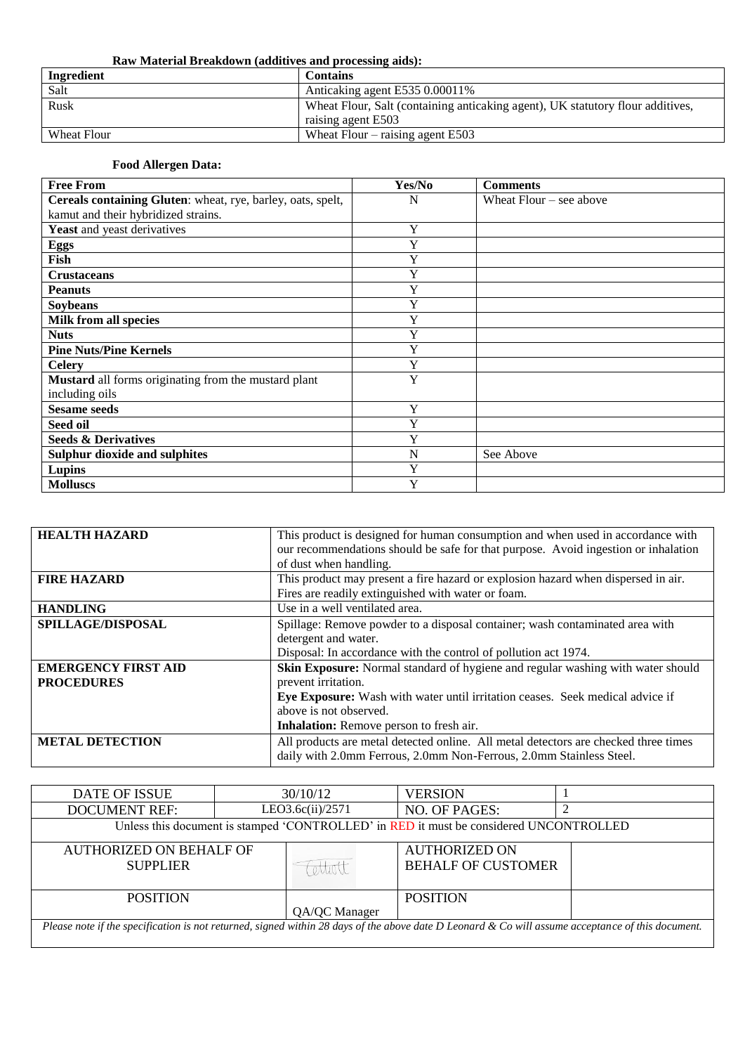**Raw Material Breakdown (additives and processing aids):**

| Ingredient | Contains |
|---|---|
| Salt | Anticaking agent E535 0.00011% |
| Rusk | Wheat Flour, Salt (containing anticaking agent), UK statutory flour additives, raising agent E503 |
| Wheat Flour | Wheat Flour – raising agent E503 |

**Food Allergen Data:**

| Free From | Yes/No | Comments |
|---|---|---|
| **Cereals containing Gluten**: wheat, rye, barley, oats, spelt, kamut and their hybridized strains. | N | Wheat Flour – see above |
| **Yeast** and yeast derivatives | Y | |
| **Eggs** | Y | |
| **Fish** | Y | |
| **Crustaceans** | Y | |
| **Peanuts** | Y | |
| **Soybeans** | Y | |
| **Milk from all species** | Y | |
| **Nuts** | Y | |
| **Pine Nuts/Pine Kernels** | Y | |
| **Celery** | Y | |
| **Mustard** all forms originating from the mustard plant including oils | Y | |
| **Sesame seeds** | Y | |
| **Seed oil** | Y | |
| **Seeds & Derivatives** | Y | |
| **Sulphur dioxide and sulphites** | N | See Above |
| **Lupins** | Y | |
| **Molluscs** | Y | |

| | |
|---|---|
| **HEALTH HAZARD** | This product is designed for human consumption and when used in accordance with our recommendations should be safe for that purpose. Avoid ingestion or inhalation of dust when handling. |
| **FIRE HAZARD** | This product may present a fire hazard or explosion hazard when dispersed in air. Fires are readily extinguished with water or foam. |
| **HANDLING** | Use in a well ventilated area. |
| **SPILLAGE/DISPOSAL** | Spillage: Remove powder to a disposal container; wash contaminated area with detergent and water. Disposal: In accordance with the control of pollution act 1974. |
| **EMERGENCY FIRST AID PROCEDURES** | **Skin Exposure:** Normal standard of hygiene and regular washing with water should prevent irritation. **Eye Exposure:** Wash with water until irritation ceases. Seek medical advice if above is not observed. **Inhalation:** Remove person to fresh air. |
| **METAL DETECTION** | All products are metal detected online. All metal detectors are checked three times daily with 2.0mm Ferrous, 2.0mm Non-Ferrous, 2.0mm Stainless Steel. |

| | | | |
|---|---|---|---|
| DATE OF ISSUE | 30/10/12 | VERSION | 1 |
| DOCUMENT REF: | LEO3.6c(ii)/2571 | NO. OF PAGES: | 2 |
| Unless this document is stamped 'CONTROLLED' in RED it must be considered UNCONTROLLED | | | |
| AUTHORIZED ON BEHALF OF SUPPLIER | Tottutt | AUTHORIZED ON BEHALF OF CUSTOMER | |
| POSITION | QA/QC Manager | POSITION | |

*Please note if the specification is not returned, signed within 28 days of the above date D Leonard & Co will assume acceptance of this document.*